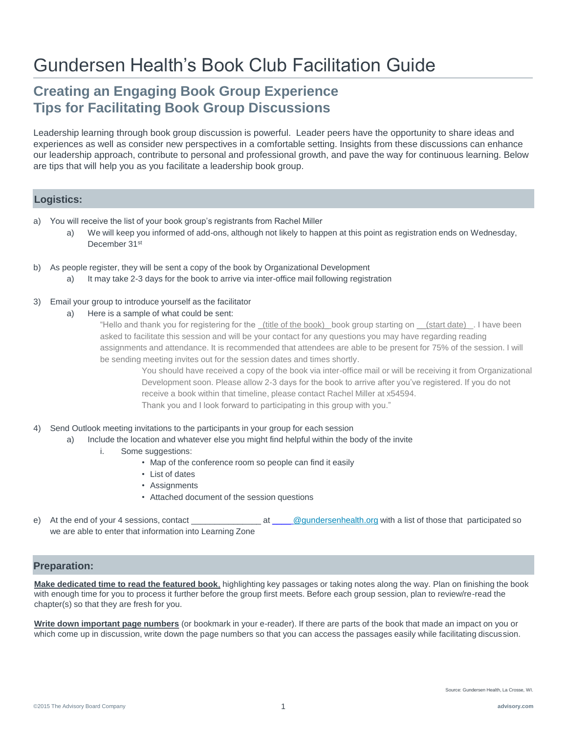# Gundersen Health's Book Club Facilitation Guide

## Creating an Engaging Book Group Experience
## Tips for Facilitating Book Group Discussions

Leadership learning through book group discussion is powerful. Leader peers have the opportunity to share ideas and experiences as well as consider new perspectives in a comfortable setting. Insights from these discussions can enhance our leadership approach, contribute to personal and professional growth, and pave the way for continuous learning. Below are tips that will help you as you facilitate a leadership book group.

### Logistics:

a) You will receive the list of your book group's registrants from Rachel Miller
   a) We will keep you informed of add-ons, although not likely to happen at this point as registration ends on Wednesday, December 31st

b) As people register, they will be sent a copy of the book by Organizational Development
   a) It may take 2-3 days for the book to arrive via inter-office mail following registration

3) Email your group to introduce yourself as the facilitator
   a) Here is a sample of what could be sent:

      "Hello and thank you for registering for the _(title of the book)_ book group starting on __(start date)_. I have been asked to facilitate this session and will be your contact for any questions you may have regarding reading assignments and attendance. It is recommended that attendees are able to be present for 75% of the session. I will be sending meeting invites out for the session dates and times shortly.

      You should have received a copy of the book via inter-office mail or will be receiving it from Organizational Development soon. Please allow 2-3 days for the book to arrive after you've registered. If you do not receive a book within that timeline, please contact Rachel Miller at x54594.

      Thank you and I look forward to participating in this group with you."

4) Send Outlook meeting invitations to the participants in your group for each session
   a) Include the location and whatever else you might find helpful within the body of the invite
      i. Some suggestions:
         - Map of the conference room so people can find it easily
         - List of dates
         - Assignments
         - Attached document of the session questions

e) At the end of your 4 sessions, contact _______________ at ____@gundersenhealth.org with a list of those that participated so we are able to enter that information into Learning Zone

### Preparation:

**Make dedicated time to read the featured book**, highlighting key passages or taking notes along the way. Plan on finishing the book with enough time for you to process it further before the group first meets. Before each group session, plan to review/re-read the chapter(s) so that they are fresh for you.

**Write down important page numbers** (or bookmark in your e-reader). If there are parts of the book that made an impact on you or which come up in discussion, write down the page numbers so that you can access the passages easily while facilitating discussion.

Source: Gundersen Health, La Crosse, WI.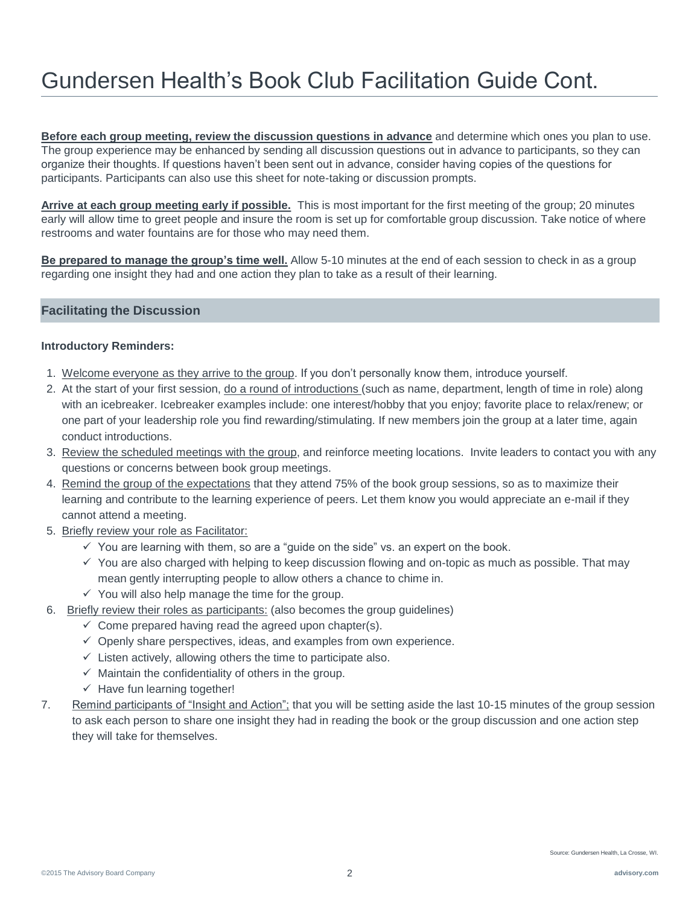# Gundersen Health's Book Club Facilitation Guide Cont.

**Before each group meeting, review the discussion questions in advance** and determine which ones you plan to use. The group experience may be enhanced by sending all discussion questions out in advance to participants, so they can organize their thoughts. If questions haven't been sent out in advance, consider having copies of the questions for participants. Participants can also use this sheet for note-taking or discussion prompts.

**Arrive at each group meeting early if possible.** This is most important for the first meeting of the group; 20 minutes early will allow time to greet people and insure the room is set up for comfortable group discussion. Take notice of where restrooms and water fountains are for those who may need them.

**Be prepared to manage the group's time well.** Allow 5-10 minutes at the end of each session to check in as a group regarding one insight they had and one action they plan to take as a result of their learning.

## Facilitating the Discussion

**Introductory Reminders:**

1. Welcome everyone as they arrive to the group. If you don't personally know them, introduce yourself.
2. At the start of your first session, do a round of introductions (such as name, department, length of time in role) along with an icebreaker. Icebreaker examples include: one interest/hobby that you enjoy; favorite place to relax/renew; or one part of your leadership role you find rewarding/stimulating. If new members join the group at a later time, again conduct introductions.
3. Review the scheduled meetings with the group, and reinforce meeting locations. Invite leaders to contact you with any questions or concerns between book group meetings.
4. Remind the group of the expectations that they attend 75% of the book group sessions, so as to maximize their learning and contribute to the learning experience of peers. Let them know you would appreciate an e-mail if they cannot attend a meeting.
5. Briefly review your role as Facilitator:
   - ✓ You are learning with them, so are a "guide on the side" vs. an expert on the book.
   - ✓ You are also charged with helping to keep discussion flowing and on-topic as much as possible. That may mean gently interrupting people to allow others a chance to chime in.
   - ✓ You will also help manage the time for the group.
6. Briefly review their roles as participants: (also becomes the group guidelines)
   - ✓ Come prepared having read the agreed upon chapter(s).
   - ✓ Openly share perspectives, ideas, and examples from own experience.
   - ✓ Listen actively, allowing others the time to participate also.
   - ✓ Maintain the confidentiality of others in the group.
   - ✓ Have fun learning together!
7. Remind participants of "Insight and Action"; that you will be setting aside the last 10-15 minutes of the group session to ask each person to share one insight they had in reading the book or the group discussion and one action step they will take for themselves.

Source: Gundersen Health, La Crosse, WI.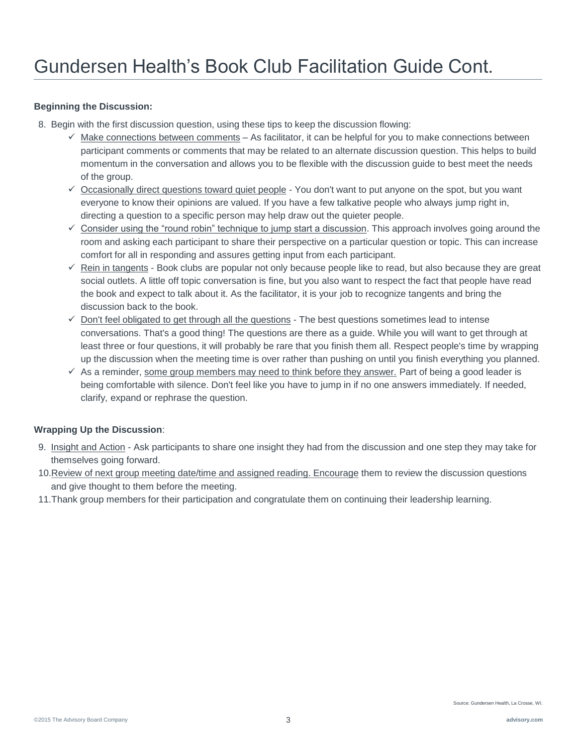# Gundersen Health's Book Club Facilitation Guide Cont.

**Beginning the Discussion:**

8. Begin with the first discussion question, using these tips to keep the discussion flowing:
   - ✓ Make connections between comments – As facilitator, it can be helpful for you to make connections between participant comments or comments that may be related to an alternate discussion question. This helps to build momentum in the conversation and allows you to be flexible with the discussion guide to best meet the needs of the group.
   - ✓ Occasionally direct questions toward quiet people - You don't want to put anyone on the spot, but you want everyone to know their opinions are valued. If you have a few talkative people who always jump right in, directing a question to a specific person may help draw out the quieter people.
   - ✓ Consider using the "round robin" technique to jump start a discussion. This approach involves going around the room and asking each participant to share their perspective on a particular question or topic. This can increase comfort for all in responding and assures getting input from each participant.
   - ✓ Rein in tangents - Book clubs are popular not only because people like to read, but also because they are great social outlets. A little off topic conversation is fine, but you also want to respect the fact that people have read the book and expect to talk about it. As the facilitator, it is your job to recognize tangents and bring the discussion back to the book.
   - ✓ Don't feel obligated to get through all the questions - The best questions sometimes lead to intense conversations. That's a good thing! The questions are there as a guide. While you will want to get through at least three or four questions, it will probably be rare that you finish them all. Respect people's time by wrapping up the discussion when the meeting time is over rather than pushing on until you finish everything you planned.
   - ✓ As a reminder, some group members may need to think before they answer. Part of being a good leader is being comfortable with silence. Don't feel like you have to jump in if no one answers immediately. If needed, clarify, expand or rephrase the question.

**Wrapping Up the Discussion**:

9. Insight and Action - Ask participants to share one insight they had from the discussion and one step they may take for themselves going forward.
10. Review of next group meeting date/time and assigned reading. Encourage them to review the discussion questions and give thought to them before the meeting.
11. Thank group members for their participation and congratulate them on continuing their leadership learning.

Source: Gundersen Health, La Crosse, WI.